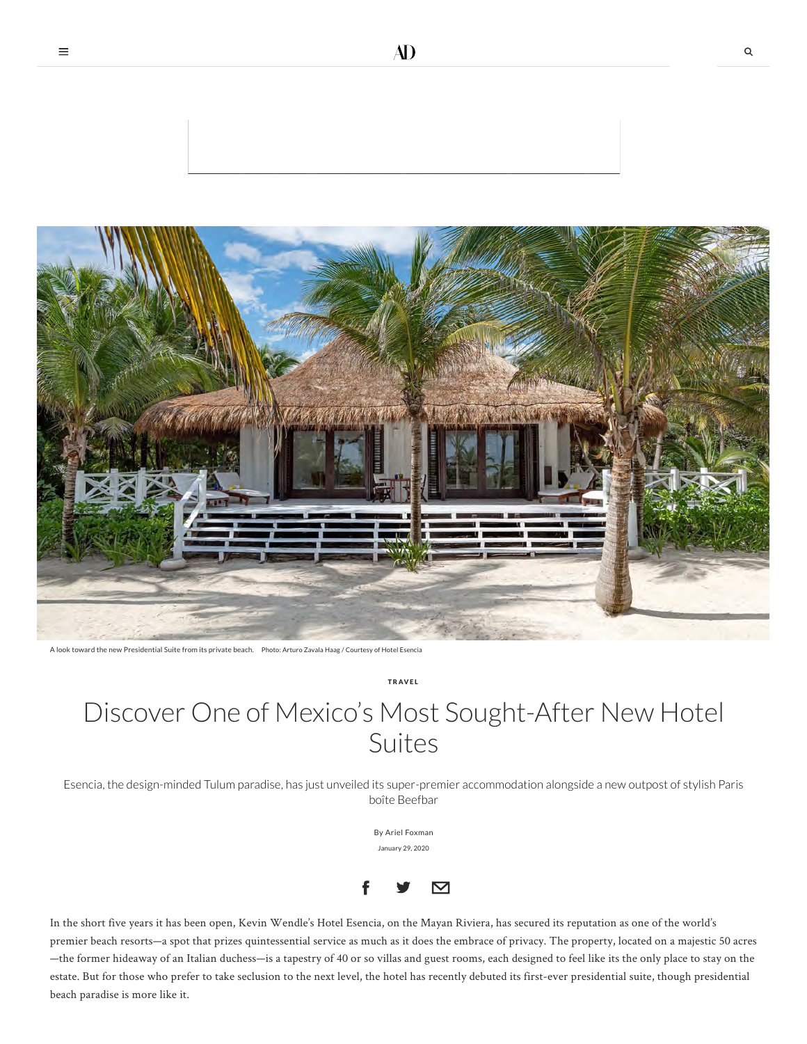A look toward the new Presidential Suite from its private beach. Photo: Arturo Zavala Haag / Courtesy of Hotel Esencia

TRAVEL

# Discover One of Mexico's Most Sought-After New Hotel Suites

Esencia, the design-minded Tulum paradise, has just unveiled its super-premier accommodation alongside a new outpost of stylish Paris boîte Beefbar

By Ariel Foxman

January 29, 2020

In the short five years it has been open, Kevin Wendle's Hotel Esencia, on the Mayan Riviera, has secured its reputation as one of the world's premier beach resorts—a spot that prizes quintessential service as much as it does the embrace of privacy. The property, located on a majestic 50 acres—the former hideaway of an Italian duchess—is a tapestry of 40 or so villas and guest rooms, each designed to feel like its the only place to stay on the estate. But for those who prefer to take seclusion to the next level, the hotel has recently debuted its first-ever presidential suite, though presidential beach paradise is more like it.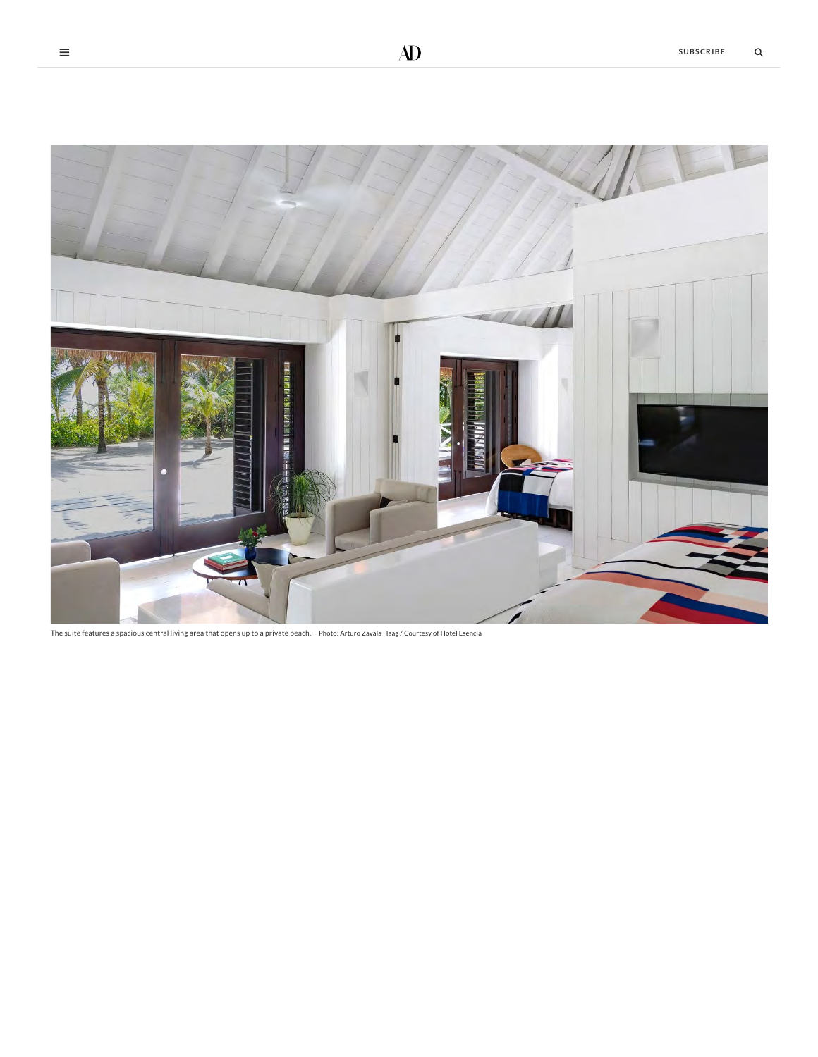The suite features a spacious central living area that opens up to a private beach. Photo: Arturo Zavala Haag / Courtesy of Hotel Esencia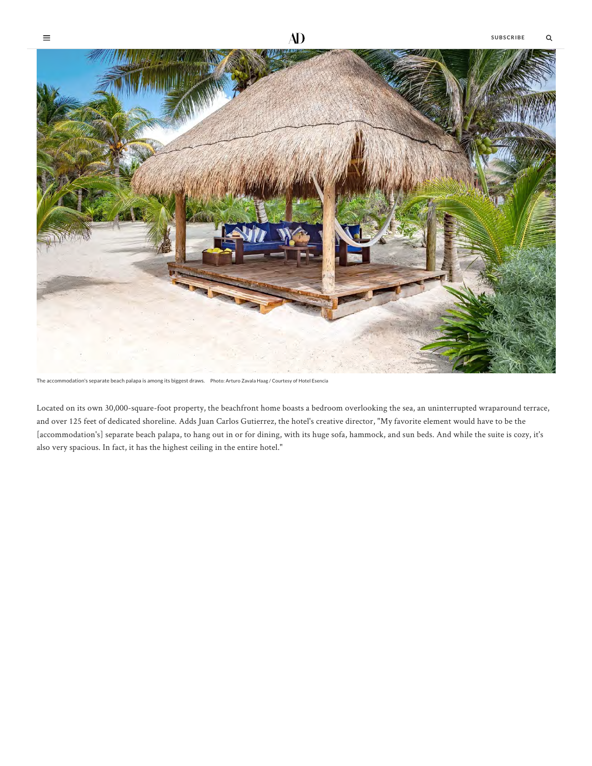The accommodation's separate beach palapa is among its biggest draws. Photo: Arturo Zavala Haag / Courtesy of Hotel Esencia

Located on its own 30,000-square-foot property, the beachfront home boasts a bedroom overlooking the sea, an uninterrupted wraparound terrace, and over 125 feet of dedicated shoreline. Adds Juan Carlos Gutierrez, the hotel's creative director, "My favorite element would have to be the [accommodation's] separate beach palapa, to hang out in or for dining, with its huge sofa, hammock, and sun beds. And while the suite is cozy, it's also very spacious. In fact, it has the highest ceiling in the entire hotel."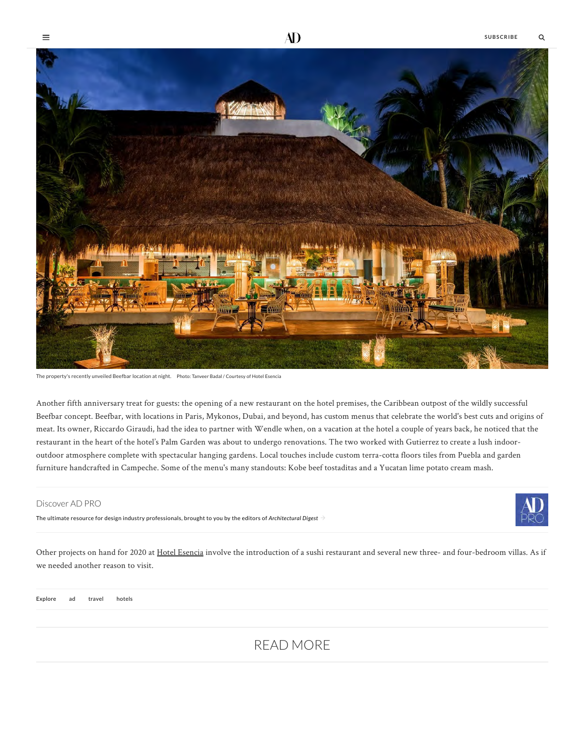The property's recently unveiled Beefbar location at night. Photo: Tanveer Badal / Courtesy of Hotel Esencia

Another fifth anniversary treat for guests: the opening of a new restaurant on the hotel premises, the Caribbean outpost of the wildly successful Beefbar concept. Beefbar, with locations in Paris, Mykonos, Dubai, and beyond, has custom menus that celebrate the world's best cuts and origins of meat. Its owner, Riccardo Giraudi, had the idea to partner with Wendle when, on a vacation at the hotel a couple of years back, he noticed that the restaurant in the heart of the hotel's Palm Garden was about to undergo renovations. The two worked with Gutierrez to create a lush indoor-outdoor atmosphere complete with spectacular hanging gardens. Local touches include custom terra-cotta floors tiles from Puebla and garden furniture handcrafted in Campeche. Some of the menu's many standouts: Kobe beef tostaditas and a Yucatan lime potato cream mash.

Discover AD PRO

The ultimate resource for design industry professionals, brought to you by the editors of *Architectural Digest*

Other projects on hand for 2020 at Hotel Esencia involve the introduction of a sushi restaurant and several new three- and four-bedroom villas. As if we needed another reason to visit.

Explore ad travel hotels

READ MORE